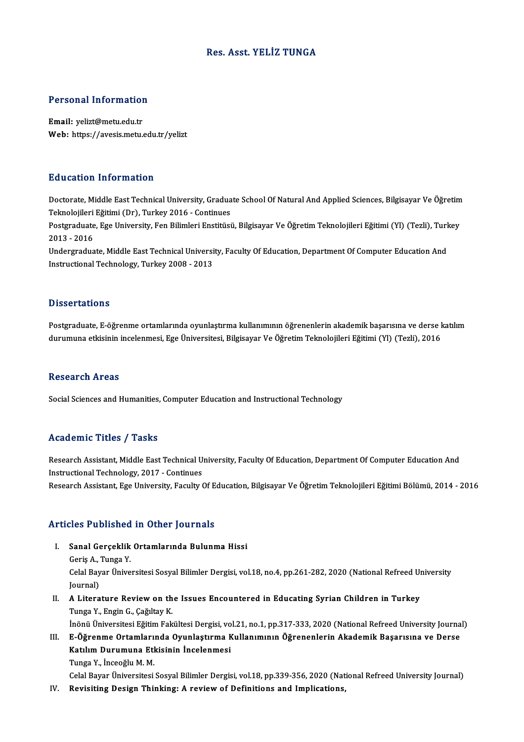# Res. Asst. YELİZ TUNGA

## Personal Information

**Email:** yelizt@metu.edu.tr
**Web:** https://avesis.metu.edu.tr/yelizt

## Education Information

Doctorate, Middle East Technical University, Graduate School Of Natural And Applied Sciences, Bilgisayar Ve Öğretim Teknolojileri Eğitimi (Dr), Turkey 2016 - Continues
Postgraduate, Ege University, Fen Bilimleri Enstitüsü, Bilgisayar Ve Öğretim Teknolojileri Eğitimi (Yl) (Tezli), Turkey 2013 - 2016
Undergraduate, Middle East Technical University, Faculty Of Education, Department Of Computer Education And Instructional Technology, Turkey 2008 - 2013

## Dissertations

Postgraduate, E-öğrenme ortamlarında oyunlaştırma kullanımının öğrenenlerin akademik başarısına ve derse katılım durumuna etkisinin incelenmesi, Ege Üniversitesi, Bilgisayar Ve Öğretim Teknolojileri Eğitimi (Yl) (Tezli), 2016

## Research Areas

Social Sciences and Humanities, Computer Education and Instructional Technology

## Academic Titles / Tasks

Research Assistant, Middle East Technical University, Faculty Of Education, Department Of Computer Education And Instructional Technology, 2017 - Continues
Research Assistant, Ege University, Faculty Of Education, Bilgisayar Ve Öğretim Teknolojileri Eğitimi Bölümü, 2014 - 2016

## Articles Published in Other Journals

I. **Sanal Gerçeklik Ortamlarında Bulunma Hissi**
Geriş A., Tunga Y.
Celal Bayar Üniversitesi Sosyal Bilimler Dergisi, vol.18, no.4, pp.261-282, 2020 (National Refreed University Journal)

II. **A Literature Review on the Issues Encountered in Educating Syrian Children in Turkey**
Tunga Y., Engin G., Çağıltay K.
İnönü Üniversitesi Eğitim Fakültesi Dergisi, vol.21, no.1, pp.317-333, 2020 (National Refreed University Journal)

III. **E-Öğrenme Ortamlarında Oyunlaştırma Kullanımının Öğrenenlerin Akademik Başarısına ve Derse Katılım Durumuna Etkisinin İncelenmesi**
Tunga Y., İnceoğlu M. M.
Celal Bayar Üniversitesi Sosyal Bilimler Dergisi, vol.18, pp.339-356, 2020 (National Refreed University Journal)

IV. **Revisiting Design Thinking: A review of Definitions and Implications,**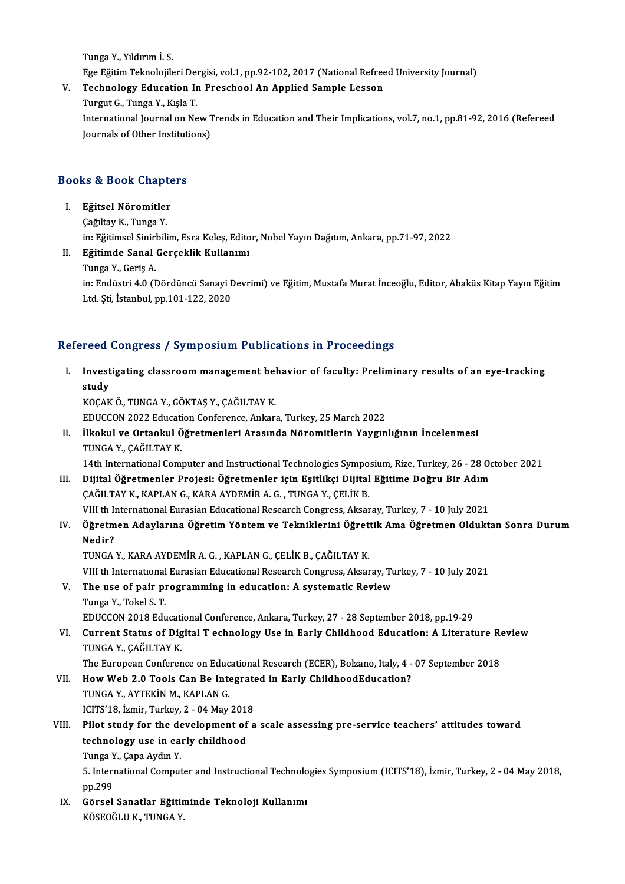Tunga Y., Yıldırım İ. S.

Ege Eğitim Teknolojileri Dergisi, vol.1, pp.92-102, 2017 (National Refreed University Journal)

V. **Technology Education In Preschool An Applied Sample Lesson**
   Turgut G., Tunga Y., Kışla T.
   International Journal on New Trends in Education and Their Implications, vol.7, no.1, pp.81-92, 2016 (Refereed Journals of Other Institutions)

## Books & Book Chapters

I. **Eğitsel Nöromitler**
   Çağıltay K., Tunga Y.
   in: Eğitimsel Sinirbilim, Esra Keleş, Editor, Nobel Yayın Dağıtım, Ankara, pp.71-97, 2022

II. **Eğitimde Sanal Gerçeklik Kullanımı**
   Tunga Y., Geriş A.
   in: Endüstri 4.0 (Dördüncü Sanayi Devrimi) ve Eğitim, Mustafa Murat İnceoğlu, Editor, Abaküs Kitap Yayın Eğitim Ltd. Şti, İstanbul, pp.101-122, 2020

## Refereed Congress / Symposium Publications in Proceedings

I. **Investigating classroom management behavior of faculty: Preliminary results of an eye-tracking study**
   KOÇAK Ö., TUNGA Y., GÖKTAŞ Y., ÇAĞILTAY K.
   EDUCCON 2022 Education Conference, Ankara, Turkey, 25 March 2022

II. **İlkokul ve Ortaokul Öğretmenleri Arasında Nöromitlerin Yaygınlığının İncelenmesi**
   TUNGA Y., ÇAĞILTAY K.
   14th International Computer and Instructional Technologies Symposium, Rize, Turkey, 26 - 28 October 2021

III. **Dijital Öğretmenler Projesi: Öğretmenler için Eşitlikçi Dijital Eğitime Doğru Bir Adım**
   ÇAĞILTAY K., KAPLAN G., KARA AYDEMİR A. G. , TUNGA Y., ÇELİK B.
   VIII th International Eurasian Educational Research Congress, Aksaray, Turkey, 7 - 10 July 2021

IV. **Öğretmen Adaylarına Öğretim Yöntem ve Tekniklerini Öğrettik Ama Öğretmen Olduktan Sonra Durum Nedir?**
   TUNGA Y., KARA AYDEMİR A. G. , KAPLAN G., ÇELİK B., ÇAĞILTAY K.
   VIII th International Eurasian Educational Research Congress, Aksaray, Turkey, 7 - 10 July 2021

V. **The use of pair programming in education: A systematic Review**
   Tunga Y., Tokel S. T.
   EDUCCON 2018 Educational Conference, Ankara, Turkey, 27 - 28 September 2018, pp.19-29

VI. **Current Status of Digital T echnology Use in Early Childhood Education: A Literature Review**
   TUNGA Y., ÇAĞILTAY K.
   The European Conference on Educational Research (ECER), Bolzano, Italy, 4 - 07 September 2018

VII. **How Web 2.0 Tools Can Be Integrated in Early ChildhoodEducation?**
   TUNGA Y., AYTEKİN M., KAPLAN G.
   ICITS'18, İzmir, Turkey, 2 - 04 May 2018

VIII. **Pilot study for the development of a scale assessing pre-service teachers' attitudes toward technology use in early childhood**
   Tunga Y., Çapa Aydın Y.
   5. International Computer and Instructional Technologies Symposium (ICITS'18), İzmir, Turkey, 2 - 04 May 2018, pp.299

IX. **Görsel Sanatlar Eğitiminde Teknoloji Kullanımı**
   KÖSEOĞLU K., TUNGA Y.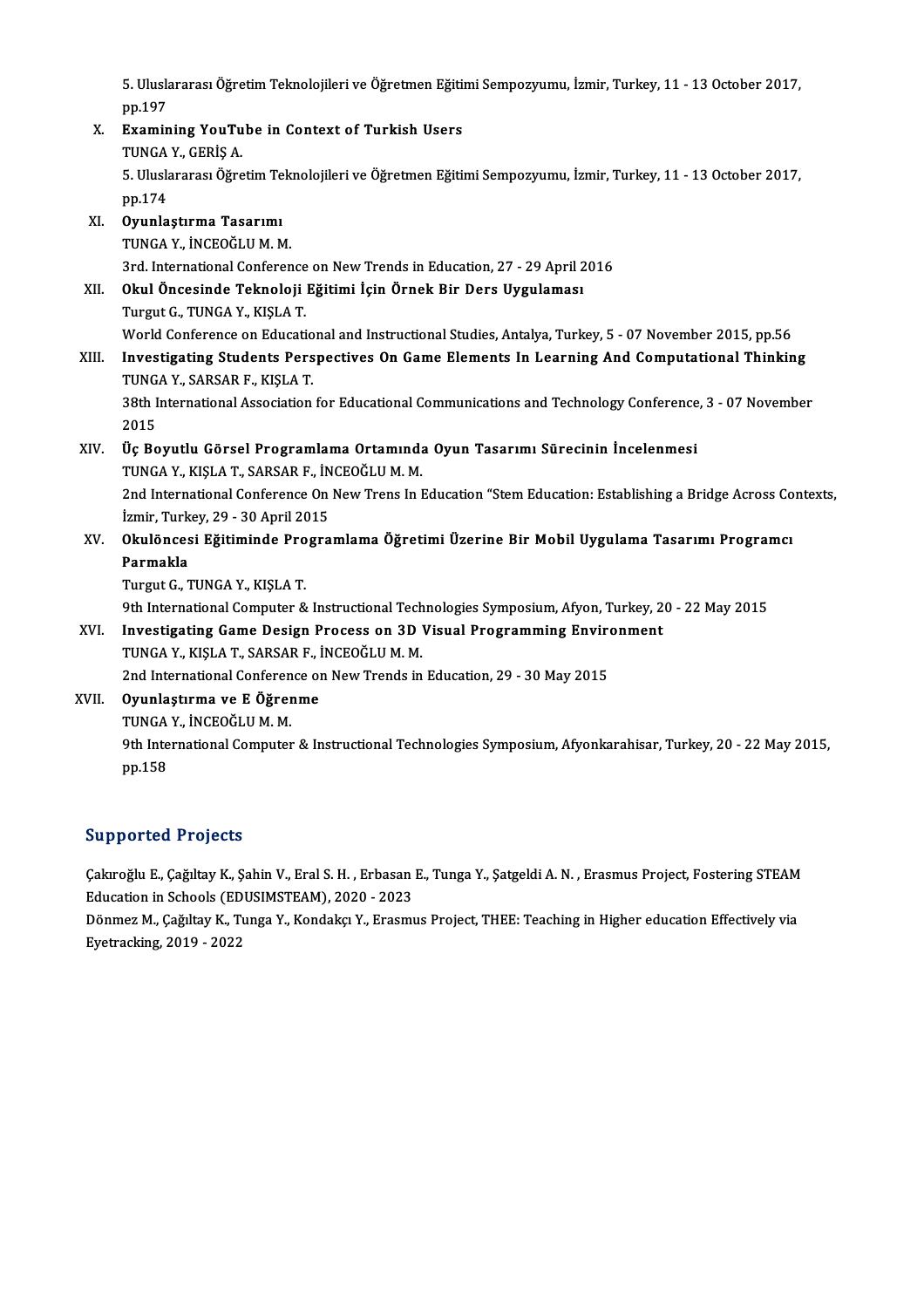5. Uluslararası Öğretim Teknolojileri ve Öğretmen Eğitimi Sempozyumu, İzmir, Turkey, 11 - 13 October 2017, pp.197

X. **Examining YouTube in Context of Turkish Users**
TUNGA Y., GERİŞ A.
5. Uluslararası Öğretim Teknolojileri ve Öğretmen Eğitimi Sempozyumu, İzmir, Turkey, 11 - 13 October 2017, pp.174

XI. **Oyunlaştırma Tasarımı**
TUNGA Y., İNCEOĞLU M. M.
3rd. International Conference on New Trends in Education, 27 - 29 April 2016

XII. **Okul Öncesinde Teknoloji Eğitimi İçin Örnek Bir Ders Uygulaması**
Turgut G., TUNGA Y., KIŞLA T.
World Conference on Educational and Instructional Studies, Antalya, Turkey, 5 - 07 November 2015, pp.56

XIII. **Investigating Students Perspectives On Game Elements In Learning And Computational Thinking**
TUNGA Y., SARSAR F., KIŞLA T.
38th International Association for Educational Communications and Technology Conference, 3 - 07 November 2015

XIV. **Üç Boyutlu Görsel Programlama Ortamında Oyun Tasarımı Sürecinin İncelenmesi**
TUNGA Y., KIŞLA T., SARSAR F., İNCEOĞLU M. M.
2nd International Conference On New Trens In Education "Stem Education: Establishing a Bridge Across Contexts, İzmir, Turkey, 29 - 30 April 2015

XV. **Okulöncesi Eğitiminde Programlama Öğretimi Üzerine Bir Mobil Uygulama Tasarımı Programcı Parmakla**
Turgut G., TUNGA Y., KIŞLA T.
9th International Computer & Instructional Technologies Symposium, Afyon, Turkey, 20 - 22 May 2015

XVI. **Investigating Game Design Process on 3D Visual Programming Environment**
TUNGA Y., KIŞLA T., SARSAR F., İNCEOĞLU M. M.
2nd International Conference on New Trends in Education, 29 - 30 May 2015

XVII. **Oyunlaştırma ve E Öğrenme**
TUNGA Y., İNCEOĞLU M. M.
9th International Computer & Instructional Technologies Symposium, Afyonkarahisar, Turkey, 20 - 22 May 2015, pp.158

## Supported Projects

Çakıroğlu E., Çağıltay K., Şahin V., Eral S. H. , Erbasan E., Tunga Y., Şatgeldi A. N. , Erasmus Project, Fostering STEAM Education in Schools (EDUSIMSTEAM), 2020 - 2023

Dönmez M., Çağıltay K., Tunga Y., Kondakçı Y., Erasmus Project, THEE: Teaching in Higher education Effectively via Eyetracking, 2019 - 2022